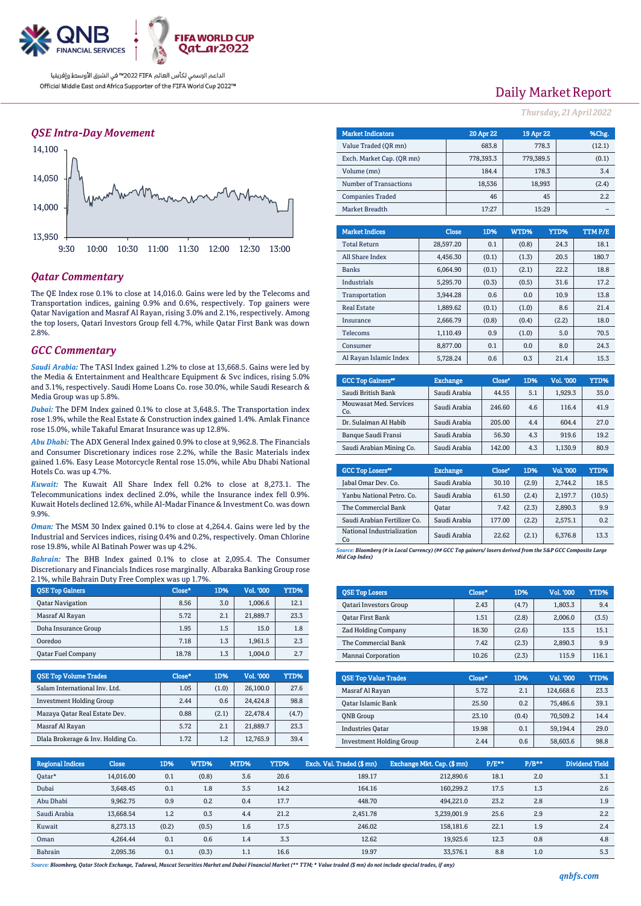QNB FINANCIAL SERVICES | FIFA WORLD CUP Qatar2022

الداعم الرسمي لكأس العالم FIFA 2022™ في الشرق الأوسط وإفريقيا
Official Middle East and Africa Supporter of the FIFA World Cup 2022™

# Daily Market Report

*Thursday, 21 April 2022*

## QSE Intra-Day Movement

(Chart: y-axis 13,950 – 14,100; x-axis 9:30 – 13:00)

## Qatar Commentary

The QE Index rose 0.1% to close at 14,016.0. Gains were led by the Telecoms and Transportation indices, gaining 0.9% and 0.6%, respectively. Top gainers were Qatar Navigation and Masraf Al Rayan, rising 3.0% and 2.1%, respectively. Among the top losers, Qatari Investors Group fell 4.7%, while Qatar First Bank was down 2.8%.

## GCC Commentary

*Saudi Arabia:* The TASI Index gained 1.2% to close at 13,668.5. Gains were led by the Media & Entertainment and Healthcare Equipment & Svc indices, rising 5.0% and 3.1%, respectively. Saudi Home Loans Co. rose 30.0%, while Saudi Research & Media Group was up 5.8%.

*Dubai:* The DFM Index gained 0.1% to close at 3,648.5. The Transportation index rose 1.9%, while the Real Estate & Construction index gained 1.4%. Amlak Finance rose 15.0%, while Takaful Emarat Insurance was up 12.8%.

*Abu Dhabi:* The ADX General Index gained 0.9% to close at 9,962.8. The Financials and Consumer Discretionary indices rose 2.2%, while the Basic Materials index gained 1.6%. Easy Lease Motorcycle Rental rose 15.0%, while Abu Dhabi National Hotels Co. was up 4.7%.

*Kuwait:* The Kuwait All Share Index fell 0.2% to close at 8,273.1. The Telecommunications index declined 2.0%, while the Insurance index fell 0.9%. Kuwait Hotels declined 12.6%, while Al-Madar Finance & Investment Co. was down 9.9%.

*Oman:* The MSM 30 Index gained 0.1% to close at 4,264.4. Gains were led by the Industrial and Services indices, rising 0.4% and 0.2%, respectively. Oman Chlorine rose 19.8%, while Al Batinah Power was up 4.2%.

*Bahrain:* The BHB Index gained 0.1% to close at 2,095.4. The Consumer Discretionary and Financials Indices rose marginally. Albaraka Banking Group rose 2.1%, while Bahrain Duty Free Complex was up 1.7%.

| Market Indicators | 20 Apr 22 | 19 Apr 22 | %Chg. |
|---|---|---|---|
| Value Traded (QR mn) | 683.8 | 778.3 | (12.1) |
| Exch. Market Cap. (QR mn) | 778,393.3 | 779,389.5 | (0.1) |
| Volume (mn) | 184.4 | 178.3 | 3.4 |
| Number of Transactions | 18,536 | 18,993 | (2.4) |
| Companies Traded | 46 | 45 | 2.2 |
| Market Breadth | 17:27 | 15:29 | – |

| Market Indices | Close | 1D% | WTD% | YTD% | TTM P/E |
|---|---|---|---|---|---|
| Total Return | 28,597.20 | 0.1 | (0.8) | 24.3 | 18.1 |
| All Share Index | 4,456.30 | (0.1) | (1.3) | 20.5 | 180.7 |
| Banks | 6,064.90 | (0.1) | (2.1) | 22.2 | 18.8 |
| Industrials | 5,295.70 | (0.3) | (0.5) | 31.6 | 17.2 |
| Transportation | 3,944.28 | 0.6 | 0.0 | 10.9 | 13.8 |
| Real Estate | 1,889.62 | (0.1) | (1.0) | 8.6 | 21.4 |
| Insurance | 2,666.79 | (0.8) | (0.4) | (2.2) | 18.0 |
| Telecoms | 1,110.49 | 0.9 | (1.0) | 5.0 | 70.5 |
| Consumer | 8,877.00 | 0.1 | 0.0 | 8.0 | 24.3 |
| Al Rayan Islamic Index | 5,728.24 | 0.6 | 0.3 | 21.4 | 15.3 |

| GCC Top Gainers## | Exchange | Close# | 1D% | Vol. '000 | YTD% |
|---|---|---|---|---|---|
| Saudi British Bank | Saudi Arabia | 44.55 | 5.1 | 1,929.3 | 35.0 |
| Mouwasat Med. Services Co. | Saudi Arabia | 246.60 | 4.6 | 116.4 | 41.9 |
| Dr. Sulaiman Al Habib | Saudi Arabia | 205.00 | 4.4 | 604.4 | 27.0 |
| Banque Saudi Fransi | Saudi Arabia | 56.30 | 4.3 | 919.6 | 19.2 |
| Saudi Arabian Mining Co. | Saudi Arabia | 142.00 | 4.3 | 1,130.9 | 80.9 |

| GCC Top Losers## | Exchange | Close# | 1D% | Vol. '000 | YTD% |
|---|---|---|---|---|---|
| Jabal Omar Dev. Co. | Saudi Arabia | 30.10 | (2.9) | 2,744.2 | 18.5 |
| Yanbu National Petro. Co. | Saudi Arabia | 61.50 | (2.4) | 2,197.7 | (10.5) |
| The Commercial Bank | Qatar | 7.42 | (2.3) | 2,890.3 | 9.9 |
| Saudi Arabian Fertilizer Co. | Saudi Arabia | 177.00 | (2.2) | 2,575.1 | 0.2 |
| National Industrialization Co | Saudi Arabia | 22.62 | (2.1) | 6,376.8 | 13.3 |

*Source: Bloomberg (# in Local Currency) (## GCC Top gainers/ losers derived from the S&P GCC Composite Large Mid Cap Index)*

| QSE Top Gainers | Close* | 1D% | Vol. '000 | YTD% |
|---|---|---|---|---|
| Qatar Navigation | 8.56 | 3.0 | 1,006.6 | 12.1 |
| Masraf Al Rayan | 5.72 | 2.1 | 21,889.7 | 23.3 |
| Doha Insurance Group | 1.95 | 1.5 | 15.0 | 1.8 |
| Ooredoo | 7.18 | 1.3 | 1,961.5 | 2.3 |
| Qatar Fuel Company | 18.78 | 1.3 | 1,004.0 | 2.7 |

| QSE Top Losers | Close* | 1D% | Vol. '000 | YTD% |
|---|---|---|---|---|
| Qatari Investors Group | 2.43 | (4.7) | 1,803.3 | 9.4 |
| Qatar First Bank | 1.51 | (2.8) | 2,006.0 | (3.5) |
| Zad Holding Company | 18.30 | (2.6) | 13.5 | 15.1 |
| The Commercial Bank | 7.42 | (2.3) | 2,890.3 | 9.9 |
| Mannai Corporation | 10.26 | (2.3) | 115.9 | 116.1 |

| QSE Top Volume Trades | Close* | 1D% | Vol. '000 | YTD% |
|---|---|---|---|---|
| Salam International Inv. Ltd. | 1.05 | (1.0) | 26,100.0 | 27.6 |
| Investment Holding Group | 2.44 | 0.6 | 24,424.8 | 98.8 |
| Mazaya Qatar Real Estate Dev. | 0.88 | (2.1) | 22,478.4 | (4.7) |
| Masraf Al Rayan | 5.72 | 2.1 | 21,889.7 | 23.3 |
| Dlala Brokerage & Inv. Holding Co. | 1.72 | 1.2 | 12,765.9 | 39.4 |

| QSE Top Value Trades | Close* | 1D% | Val. '000 | YTD% |
|---|---|---|---|---|
| Masraf Al Rayan | 5.72 | 2.1 | 124,668.6 | 23.3 |
| Qatar Islamic Bank | 25.50 | 0.2 | 75,486.6 | 39.1 |
| QNB Group | 23.10 | (0.4) | 70,509.2 | 14.4 |
| Industries Qatar | 19.98 | 0.1 | 59,194.4 | 29.0 |
| Investment Holding Group | 2.44 | 0.6 | 58,603.6 | 98.8 |

| Regional Indices | Close | 1D% | WTD% | MTD% | YTD% | Exch. Val. Traded ($ mn) | Exchange Mkt. Cap. ($ mn) | P/E** | P/B** | Dividend Yield |
|---|---|---|---|---|---|---|---|---|---|---|
| Qatar* | 14,016.00 | 0.1 | (0.8) | 3.6 | 20.6 | 189.17 | 212,890.6 | 18.1 | 2.0 | 3.1 |
| Dubai | 3,648.45 | 0.1 | 1.8 | 3.5 | 14.2 | 164.16 | 160,299.2 | 17.5 | 1.3 | 2.6 |
| Abu Dhabi | 9,962.75 | 0.9 | 0.2 | 0.4 | 17.7 | 448.70 | 494,221.0 | 23.2 | 2.8 | 1.9 |
| Saudi Arabia | 13,668.54 | 1.2 | 0.3 | 4.4 | 21.2 | 2,451.78 | 3,239,001.9 | 25.6 | 2.9 | 2.2 |
| Kuwait | 8,273.13 | (0.2) | (0.5) | 1.6 | 17.5 | 246.02 | 158,181.6 | 22.1 | 1.9 | 2.4 |
| Oman | 4,264.44 | 0.1 | 0.6 | 1.4 | 3.3 | 12.62 | 19,925.6 | 12.3 | 0.8 | 4.8 |
| Bahrain | 2,095.36 | 0.1 | (0.3) | 1.1 | 16.6 | 19.97 | 33,576.1 | 8.8 | 1.0 | 5.3 |

*Source: Bloomberg, Qatar Stock Exchange, Tadawul, Muscat Securities Market and Dubai Financial Market (** TTM; * Value traded ($ mn) do not include special trades, if any)*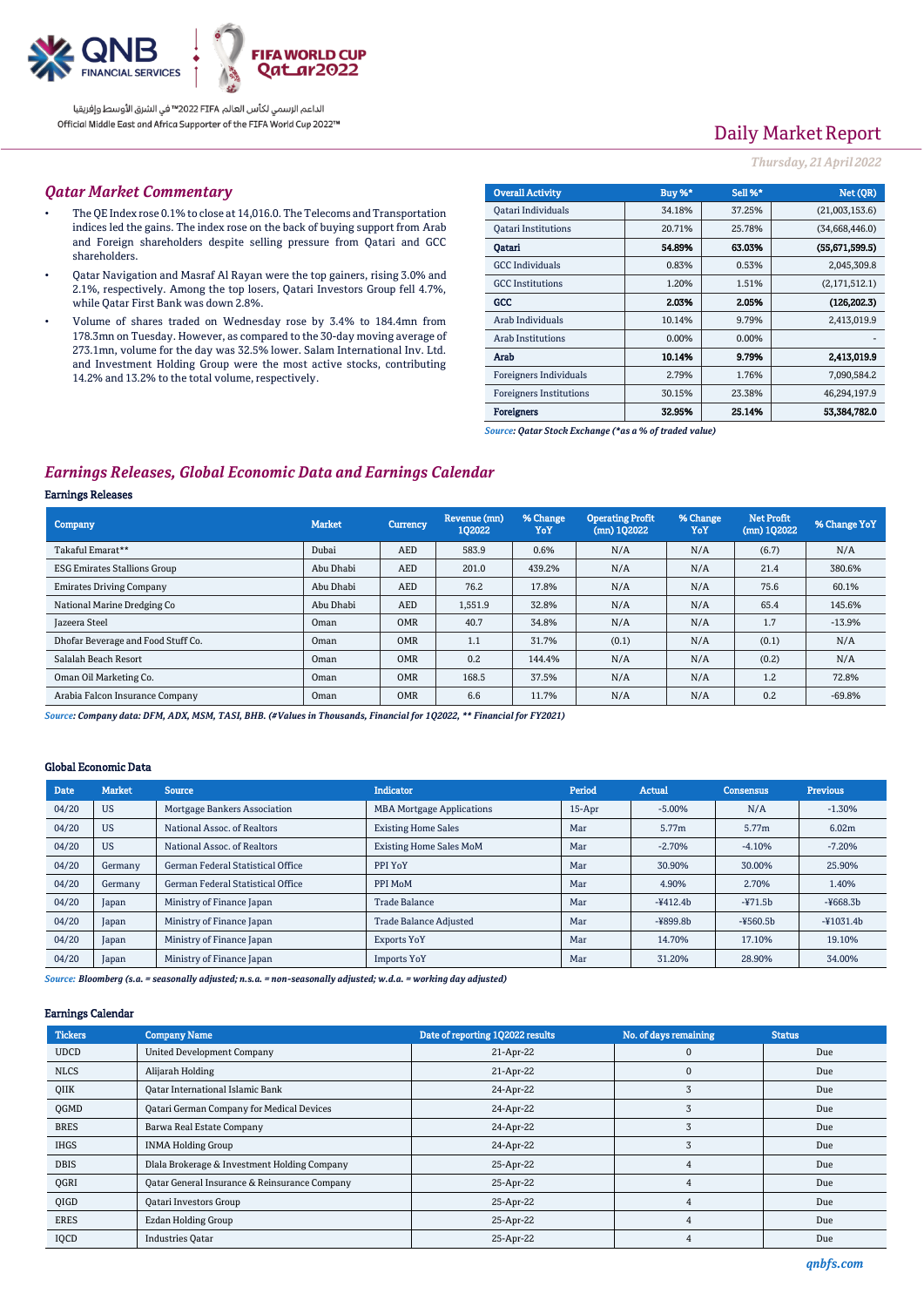# Daily Market Report

*Thursday, 21 April 2022*

## Qatar Market Commentary

- The QE Index rose 0.1% to close at 14,016.0. The Telecoms and Transportation indices led the gains. The index rose on the back of buying support from Arab and Foreign shareholders despite selling pressure from Qatari and GCC shareholders.
- Qatar Navigation and Masraf Al Rayan were the top gainers, rising 3.0% and 2.1%, respectively. Among the top losers, Qatari Investors Group fell 4.7%, while Qatar First Bank was down 2.8%.
- Volume of shares traded on Wednesday rose by 3.4% to 184.4mn from 178.3mn on Tuesday. However, as compared to the 30-day moving average of 273.1mn, volume for the day was 32.5% lower. Salam International Inv. Ltd. and Investment Holding Group were the most active stocks, contributing 14.2% and 13.2% to the total volume, respectively.

| Overall Activity | Buy %* | Sell %* | Net (QR) |
|---|---|---|---|
| Qatari Individuals | 34.18% | 37.25% | (21,003,153.6) |
| Qatari Institutions | 20.71% | 25.78% | (34,668,446.0) |
| **Qatari** | **54.89%** | **63.03%** | **(55,671,599.5)** |
| GCC Individuals | 0.83% | 0.53% | 2,045,309.8 |
| GCC Institutions | 1.20% | 1.51% | (2,171,512.1) |
| **GCC** | **2.03%** | **2.05%** | **(126,202.3)** |
| Arab Individuals | 10.14% | 9.79% | 2,413,019.9 |
| Arab Institutions | 0.00% | 0.00% | - |
| **Arab** | **10.14%** | **9.79%** | **2,413,019.9** |
| Foreigners Individuals | 2.79% | 1.76% | 7,090,584.2 |
| Foreigners Institutions | 30.15% | 23.38% | 46,294,197.9 |
| **Foreigners** | **32.95%** | **25.14%** | **53,384,782.0** |

*Source: Qatar Stock Exchange (*as a % of traded value)*

## Earnings Releases, Global Economic Data and Earnings Calendar

### Earnings Releases

| Company | Market | Currency | Revenue (mn) 1Q2022 | % Change YoY | Operating Profit (mn) 1Q2022 | % Change YoY | Net Profit (mn) 1Q2022 | % Change YoY |
|---|---|---|---|---|---|---|---|---|
| Takaful Emarat** | Dubai | AED | 583.9 | 0.6% | N/A | N/A | (6.7) | N/A |
| ESG Emirates Stallions Group | Abu Dhabi | AED | 201.0 | 439.2% | N/A | N/A | 21.4 | 380.6% |
| Emirates Driving Company | Abu Dhabi | AED | 76.2 | 17.8% | N/A | N/A | 75.6 | 60.1% |
| National Marine Dredging Co | Abu Dhabi | AED | 1,551.9 | 32.8% | N/A | N/A | 65.4 | 145.6% |
| Jazeera Steel | Oman | OMR | 40.7 | 34.8% | N/A | N/A | 1.7 | -13.9% |
| Dhofar Beverage and Food Stuff Co. | Oman | OMR | 1.1 | 31.7% | (0.1) | N/A | (0.1) | N/A |
| Salalah Beach Resort | Oman | OMR | 0.2 | 144.4% | N/A | N/A | (0.2) | N/A |
| Oman Oil Marketing Co. | Oman | OMR | 168.5 | 37.5% | N/A | N/A | 1.2 | 72.8% |
| Arabia Falcon Insurance Company | Oman | OMR | 6.6 | 11.7% | N/A | N/A | 0.2 | -69.8% |

*Source: Company data: DFM, ADX, MSM, TASI, BHB. (#Values in Thousands, Financial for 1Q2022, ** Financial for FY2021)*

### Global Economic Data

| Date | Market | Source | Indicator | Period | Actual | Consensus | Previous |
|---|---|---|---|---|---|---|---|
| 04/20 | US | Mortgage Bankers Association | MBA Mortgage Applications | 15-Apr | -5.00% | N/A | -1.30% |
| 04/20 | US | National Assoc. of Realtors | Existing Home Sales | Mar | 5.77m | 5.77m | 6.02m |
| 04/20 | US | National Assoc. of Realtors | Existing Home Sales MoM | Mar | -2.70% | -4.10% | -7.20% |
| 04/20 | Germany | German Federal Statistical Office | PPI YoY | Mar | 30.90% | 30.00% | 25.90% |
| 04/20 | Germany | German Federal Statistical Office | PPI MoM | Mar | 4.90% | 2.70% | 1.40% |
| 04/20 | Japan | Ministry of Finance Japan | Trade Balance | Mar | -¥412.4b | -¥71.5b | -¥668.3b |
| 04/20 | Japan | Ministry of Finance Japan | Trade Balance Adjusted | Mar | -¥899.8b | -¥560.5b | -¥1031.4b |
| 04/20 | Japan | Ministry of Finance Japan | Exports YoY | Mar | 14.70% | 17.10% | 19.10% |
| 04/20 | Japan | Ministry of Finance Japan | Imports YoY | Mar | 31.20% | 28.90% | 34.00% |

*Source: Bloomberg (s.a. = seasonally adjusted; n.s.a. = non-seasonally adjusted; w.d.a. = working day adjusted)*

### Earnings Calendar

| Tickers | Company Name | Date of reporting 1Q2022 results | No. of days remaining | Status |
|---|---|---|---|---|
| UDCD | United Development Company | 21-Apr-22 | 0 | Due |
| NLCS | Alijarah Holding | 21-Apr-22 | 0 | Due |
| QIIK | Qatar International Islamic Bank | 24-Apr-22 | 3 | Due |
| QGMD | Qatari German Company for Medical Devices | 24-Apr-22 | 3 | Due |
| BRES | Barwa Real Estate Company | 24-Apr-22 | 3 | Due |
| IHGS | INMA Holding Group | 24-Apr-22 | 3 | Due |
| DBIS | Dlala Brokerage & Investment Holding Company | 25-Apr-22 | 4 | Due |
| QGRI | Qatar General Insurance & Reinsurance Company | 25-Apr-22 | 4 | Due |
| QIGD | Qatari Investors Group | 25-Apr-22 | 4 | Due |
| ERES | Ezdan Holding Group | 25-Apr-22 | 4 | Due |
| IQCD | Industries Qatar | 25-Apr-22 | 4 | Due |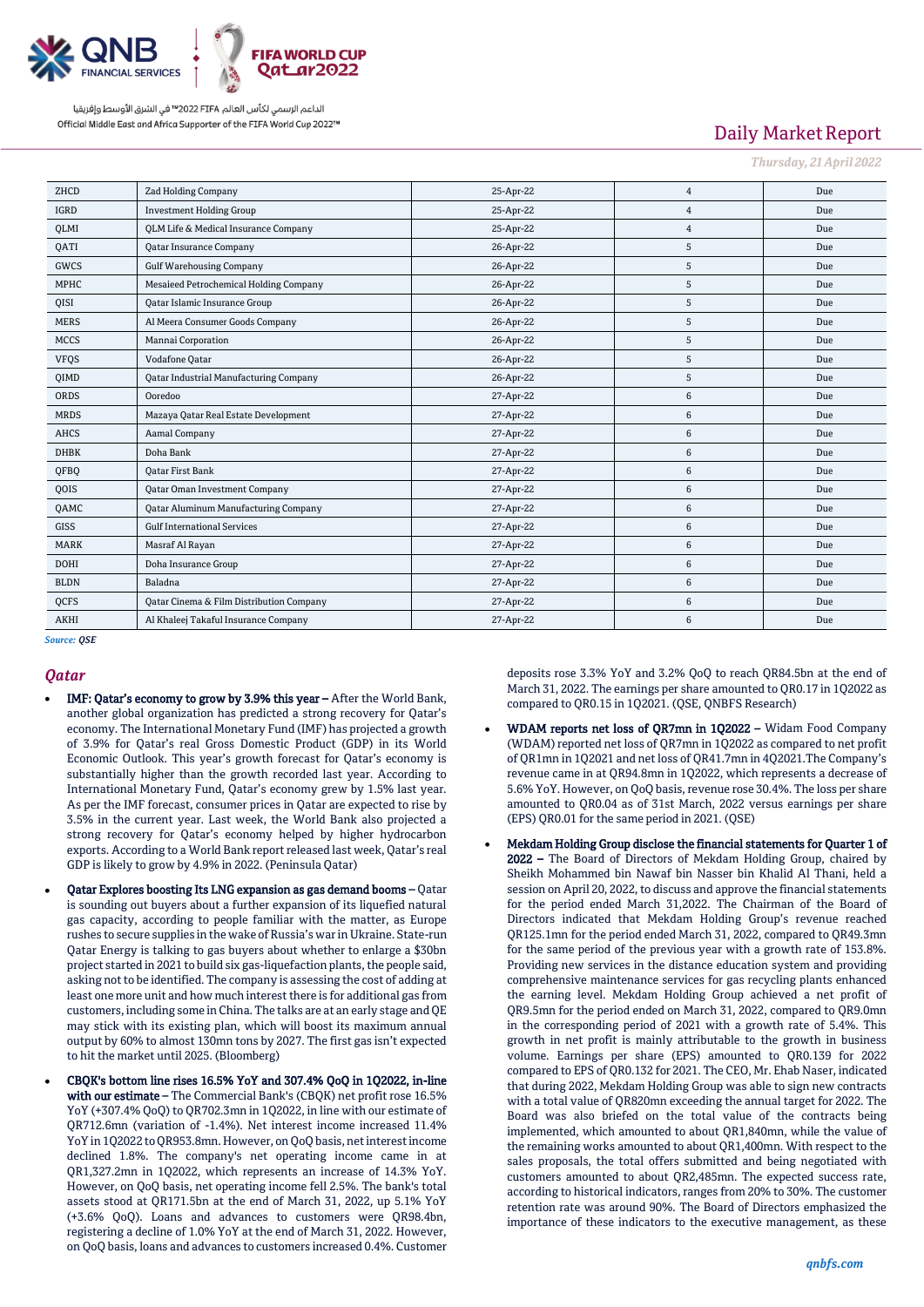| ZHCD | Zad Holding Company | 25-Apr-22 | 4 | Due |
|---|---|---|---|---|
| IGRD | Investment Holding Group | 25-Apr-22 | 4 | Due |
| QLMI | QLM Life & Medical Insurance Company | 25-Apr-22 | 4 | Due |
| QATI | Qatar Insurance Company | 26-Apr-22 | 5 | Due |
| GWCS | Gulf Warehousing Company | 26-Apr-22 | 5 | Due |
| MPHC | Mesaieed Petrochemical Holding Company | 26-Apr-22 | 5 | Due |
| QISI | Qatar Islamic Insurance Group | 26-Apr-22 | 5 | Due |
| MERS | Al Meera Consumer Goods Company | 26-Apr-22 | 5 | Due |
| MCCS | Mannai Corporation | 26-Apr-22 | 5 | Due |
| VFQS | Vodafone Qatar | 26-Apr-22 | 5 | Due |
| QIMD | Qatar Industrial Manufacturing Company | 26-Apr-22 | 5 | Due |
| ORDS | Ooredoo | 27-Apr-22 | 6 | Due |
| MRDS | Mazaya Qatar Real Estate Development | 27-Apr-22 | 6 | Due |
| AHCS | Aamal Company | 27-Apr-22 | 6 | Due |
| DHBK | Doha Bank | 27-Apr-22 | 6 | Due |
| QFBQ | Qatar First Bank | 27-Apr-22 | 6 | Due |
| QOIS | Qatar Oman Investment Company | 27-Apr-22 | 6 | Due |
| QAMC | Qatar Aluminum Manufacturing Company | 27-Apr-22 | 6 | Due |
| GISS | Gulf International Services | 27-Apr-22 | 6 | Due |
| MARK | Masraf Al Rayan | 27-Apr-22 | 6 | Due |
| DOHI | Doha Insurance Group | 27-Apr-22 | 6 | Due |
| BLDN | Baladna | 27-Apr-22 | 6 | Due |
| QCFS | Qatar Cinema & Film Distribution Company | 27-Apr-22 | 6 | Due |
| AKHI | Al Khaleej Takaful Insurance Company | 27-Apr-22 | 6 | Due |

*Source: QSE*

## Qatar

- **IMF: Qatar's economy to grow by 3.9% this year –** After the World Bank, another global organization has predicted a strong recovery for Qatar's economy. The International Monetary Fund (IMF) has projected a growth of 3.9% for Qatar's real Gross Domestic Product (GDP) in its World Economic Outlook. This year's growth forecast for Qatar's economy is substantially higher than the growth recorded last year. According to International Monetary Fund, Qatar's economy grew by 1.5% last year. As per the IMF forecast, consumer prices in Qatar are expected to rise by 3.5% in the current year. Last week, the World Bank also projected a strong recovery for Qatar's economy helped by higher hydrocarbon exports. According to a World Bank report released last week, Qatar's real GDP is likely to grow by 4.9% in 2022. (Peninsula Qatar)

- **Qatar Explores boosting Its LNG expansion as gas demand booms –** Qatar is sounding out buyers about a further expansion of its liquefied natural gas capacity, according to people familiar with the matter, as Europe rushes to secure supplies in the wake of Russia's war in Ukraine. State-run Qatar Energy is talking to gas buyers about whether to enlarge a $30bn project started in 2021 to build six gas-liquefaction plants, the people said, asking not to be identified. The company is assessing the cost of adding at least one more unit and how much interest there is for additional gas from customers, including some in China. The talks are at an early stage and QE may stick with its existing plan, which will boost its maximum annual output by 60% to almost 130mn tons by 2027. The first gas isn't expected to hit the market until 2025. (Bloomberg)

- **CBQK's bottom line rises 16.5% YoY and 307.4% QoQ in 1Q2022, in-line with our estimate –** The Commercial Bank's (CBQK) net profit rose 16.5% YoY (+307.4% QoQ) to QR702.3mn in 1Q2022, in line with our estimate of QR712.6mn (variation of -1.4%). Net interest income increased 11.4% YoY in 1Q2022 to QR953.8mn. However, on QoQ basis, net interest income declined 1.8%. The company's net operating income came in at QR1,327.2mn in 1Q2022, which represents an increase of 14.3% YoY. However, on QoQ basis, net operating income fell 2.5%. The bank's total assets stood at QR171.5bn at the end of March 31, 2022, up 5.1% YoY (+3.6% QoQ). Loans and advances to customers were QR98.4bn, registering a decline of 1.0% YoY at the end of March 31, 2022. However, on QoQ basis, loans and advances to customers increased 0.4%. Customer deposits rose 3.3% YoY and 3.2% QoQ to reach QR84.5bn at the end of March 31, 2022. The earnings per share amounted to QR0.17 in 1Q2022 as compared to QR0.15 in 1Q2021. (QSE, QNBFS Research)

- **WDAM reports net loss of QR7mn in 1Q2022 –** Widam Food Company (WDAM) reported net loss of QR7mn in 1Q2022 as compared to net profit of QR1mn in 1Q2021 and net loss of QR41.7mn in 4Q2021.The Company's revenue came in at QR94.8mn in 1Q2022, which represents a decrease of 5.6% YoY. However, on QoQ basis, revenue rose 30.4%. The loss per share amounted to QR0.04 as of 31st March, 2022 versus earnings per share (EPS) QR0.01 for the same period in 2021. (QSE)

- **Mekdam Holding Group disclose the financial statements for Quarter 1 of 2022 –** The Board of Directors of Mekdam Holding Group, chaired by Sheikh Mohammed bin Nawaf bin Nasser bin Khalid Al Thani, held a session on April 20, 2022, to discuss and approve the financial statements for the period ended March 31,2022. The Chairman of the Board of Directors indicated that Mekdam Holding Group's revenue reached QR125.1mn for the period ended March 31, 2022, compared to QR49.3mn for the same period of the previous year with a growth rate of 153.8%. Providing new services in the distance education system and providing comprehensive maintenance services for gas recycling plants enhanced the earning level. Mekdam Holding Group achieved a net profit of QR9.5mn for the period ended on March 31, 2022, compared to QR9.0mn in the corresponding period of 2021 with a growth rate of 5.4%. This growth in net profit is mainly attributable to the growth in business volume. Earnings per share (EPS) amounted to QR0.139 for 2022 compared to EPS of QR0.132 for 2021. The CEO, Mr. Ehab Naser, indicated that during 2022, Mekdam Holding Group was able to sign new contracts with a total value of QR820mn exceeding the annual target for 2022. The Board was also briefed on the total value of the contracts being implemented, which amounted to about QR1,840mn, while the value of the remaining works amounted to about QR1,400mn. With respect to the sales proposals, the total offers submitted and being negotiated with customers amounted to about QR2,485mn. The expected success rate, according to historical indicators, ranges from 20% to 30%. The customer retention rate was around 90%. The Board of Directors emphasized the importance of these indicators to the executive management, as these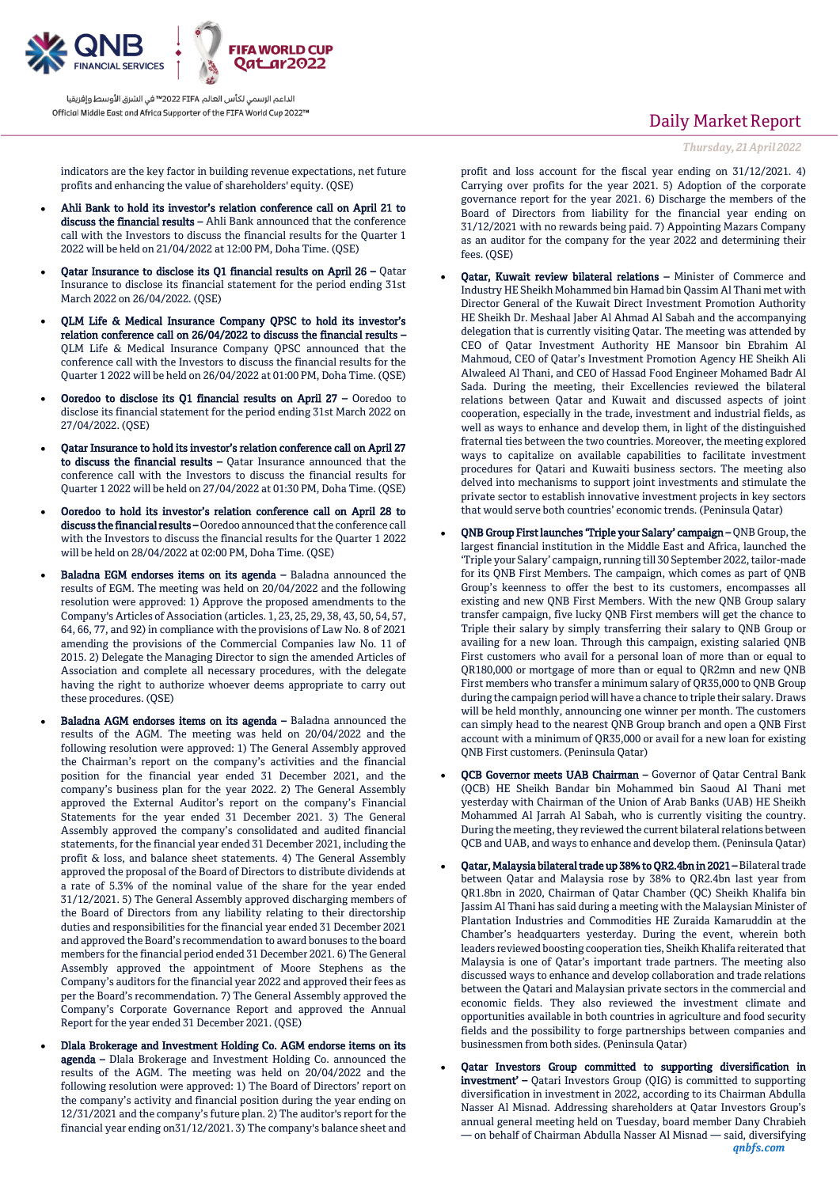indicators are the key factor in building revenue expectations, net future profits and enhancing the value of shareholders' equity. (QSE)

- **Ahli Bank to hold its investor's relation conference call on April 21 to discuss the financial results** – Ahli Bank announced that the conference call with the Investors to discuss the financial results for the Quarter 1 2022 will be held on 21/04/2022 at 12:00 PM, Doha Time. (QSE)
- **Qatar Insurance to disclose its Q1 financial results on April 26** – Qatar Insurance to disclose its financial statement for the period ending 31st March 2022 on 26/04/2022. (QSE)
- **QLM Life & Medical Insurance Company QPSC to hold its investor's relation conference call on 26/04/2022 to discuss the financial results** – QLM Life & Medical Insurance Company QPSC announced that the conference call with the Investors to discuss the financial results for the Quarter 1 2022 will be held on 26/04/2022 at 01:00 PM, Doha Time. (QSE)
- **Ooredoo to disclose its Q1 financial results on April 27** – Ooredoo to disclose its financial statement for the period ending 31st March 2022 on 27/04/2022. (QSE)
- **Qatar Insurance to hold its investor's relation conference call on April 27 to discuss the financial results** – Qatar Insurance announced that the conference call with the Investors to discuss the financial results for the Quarter 1 2022 will be held on 27/04/2022 at 01:30 PM, Doha Time. (QSE)
- **Ooredoo to hold its investor's relation conference call on April 28 to discuss the financial results** – Ooredoo announced that the conference call with the Investors to discuss the financial results for the Quarter 1 2022 will be held on 28/04/2022 at 02:00 PM, Doha Time. (QSE)
- **Baladna EGM endorses items on its agenda** – Baladna announced the results of EGM. The meeting was held on 20/04/2022 and the following resolution were approved: 1) Approve the proposed amendments to the Company's Articles of Association (articles. 1, 23, 25, 29, 38, 43, 50, 54, 57, 64, 66, 77, and 92) in compliance with the provisions of Law No. 8 of 2021 amending the provisions of the Commercial Companies law No. 11 of 2015. 2) Delegate the Managing Director to sign the amended Articles of Association and complete all necessary procedures, with the delegate having the right to authorize whoever deems appropriate to carry out these procedures. (QSE)
- **Baladna AGM endorses items on its agenda** – Baladna announced the results of the AGM. The meeting was held on 20/04/2022 and the following resolution were approved: 1) The General Assembly approved the Chairman's report on the company's activities and the financial position for the financial year ended 31 December 2021, and the company's business plan for the year 2022. 2) The General Assembly approved the External Auditor's report on the company's Financial Statements for the year ended 31 December 2021. 3) The General Assembly approved the company's consolidated and audited financial statements, for the financial year ended 31 December 2021, including the profit & loss, and balance sheet statements. 4) The General Assembly approved the proposal of the Board of Directors to distribute dividends at a rate of 5.3% of the nominal value of the share for the year ended 31/12/2021. 5) The General Assembly approved discharging members of the Board of Directors from any liability relating to their directorship duties and responsibilities for the financial year ended 31 December 2021 and approved the Board's recommendation to award bonuses to the board members for the financial period ended 31 December 2021. 6) The General Assembly approved the appointment of Moore Stephens as the Company's auditors for the financial year 2022 and approved their fees as per the Board's recommendation. 7) The General Assembly approved the Company's Corporate Governance Report and approved the Annual Report for the year ended 31 December 2021. (QSE)
- **Dlala Brokerage and Investment Holding Co. AGM endorse items on its agenda** – Dlala Brokerage and Investment Holding Co. announced the results of the AGM. The meeting was held on 20/04/2022 and the following resolution were approved: 1) The Board of Directors' report on the company's activity and financial position during the year ending on 12/31/2021 and the company's future plan. 2) The auditor's report for the financial year ending on31/12/2021. 3) The company's balance sheet and profit and loss account for the fiscal year ending on 31/12/2021. 4) Carrying over profits for the year 2021. 5) Adoption of the corporate governance report for the year 2021. 6) Discharge the members of the Board of Directors from liability for the financial year ending on 31/12/2021 with no rewards being paid. 7) Appointing Mazars Company as an auditor for the company for the year 2022 and determining their fees. (QSE)
- **Qatar, Kuwait review bilateral relations** – Minister of Commerce and Industry HE Sheikh Mohammed bin Hamad bin Qassim Al Thani met with Director General of the Kuwait Direct Investment Promotion Authority HE Sheikh Dr. Meshaal Jaber Al Ahmad Al Sabah and the accompanying delegation that is currently visiting Qatar. The meeting was attended by CEO of Qatar Investment Authority HE Mansoor bin Ebrahim Al Mahmoud, CEO of Qatar's Investment Promotion Agency HE Sheikh Ali Alwaleed Al Thani, and CEO of Hassad Food Engineer Mohamed Badr Al Sada. During the meeting, their Excellencies reviewed the bilateral relations between Qatar and Kuwait and discussed aspects of joint cooperation, especially in the trade, investment and industrial fields, as well as ways to enhance and develop them, in light of the distinguished fraternal ties between the two countries. Moreover, the meeting explored ways to capitalize on available capabilities to facilitate investment procedures for Qatari and Kuwaiti business sectors. The meeting also delved into mechanisms to support joint investments and stimulate the private sector to establish innovative investment projects in key sectors that would serve both countries' economic trends. (Peninsula Qatar)
- **QNB Group First launches 'Triple your Salary' campaign** – QNB Group, the largest financial institution in the Middle East and Africa, launched the 'Triple your Salary' campaign, running till 30 September 2022, tailor-made for its QNB First Members. The campaign, which comes as part of QNB Group's keenness to offer the best to its customers, encompasses all existing and new QNB First Members. With the new QNB Group salary transfer campaign, five lucky QNB First members will get the chance to Triple their salary by simply transferring their salary to QNB Group or availing for a new loan. Through this campaign, existing salaried QNB First customers who avail for a personal loan of more than or equal to QR180,000 or mortgage of more than or equal to QR2mn and new QNB First members who transfer a minimum salary of QR35,000 to QNB Group during the campaign period will have a chance to triple their salary. Draws will be held monthly, announcing one winner per month. The customers can simply head to the nearest QNB Group branch and open a QNB First account with a minimum of QR35,000 or avail for a new loan for existing QNB First customers. (Peninsula Qatar)
- **QCB Governor meets UAB Chairman** – Governor of Qatar Central Bank (QCB) HE Sheikh Bandar bin Mohammed bin Saoud Al Thani met yesterday with Chairman of the Union of Arab Banks (UAB) HE Sheikh Mohammed Al Jarrah Al Sabah, who is currently visiting the country. During the meeting, they reviewed the current bilateral relations between QCB and UAB, and ways to enhance and develop them. (Peninsula Qatar)
- **Qatar, Malaysia bilateral trade up 38% to QR2.4bn in 2021** – Bilateral trade between Qatar and Malaysia rose by 38% to QR2.4bn last year from QR1.8bn in 2020, Chairman of Qatar Chamber (QC) Sheikh Khalifa bin Jassim Al Thani has said during a meeting with the Malaysian Minister of Plantation Industries and Commodities HE Zuraida Kamaruddin at the Chamber's headquarters yesterday. During the event, wherein both leaders reviewed boosting cooperation ties, Sheikh Khalifa reiterated that Malaysia is one of Qatar's important trade partners. The meeting also discussed ways to enhance and develop collaboration and trade relations between the Qatari and Malaysian private sectors in the commercial and economic fields. They also reviewed the investment climate and opportunities available in both countries in agriculture and food security fields and the possibility to forge partnerships between companies and businessmen from both sides. (Peninsula Qatar)
- **Qatar Investors Group committed to supporting diversification in investment'** – Qatari Investors Group (QIG) is committed to supporting diversification in investment in 2022, according to its Chairman Abdulla Nasser Al Misnad. Addressing shareholders at Qatar Investors Group's annual general meeting held on Tuesday, board member Dany Chrabieh — on behalf of Chairman Abdulla Nasser Al Misnad — said, diversifying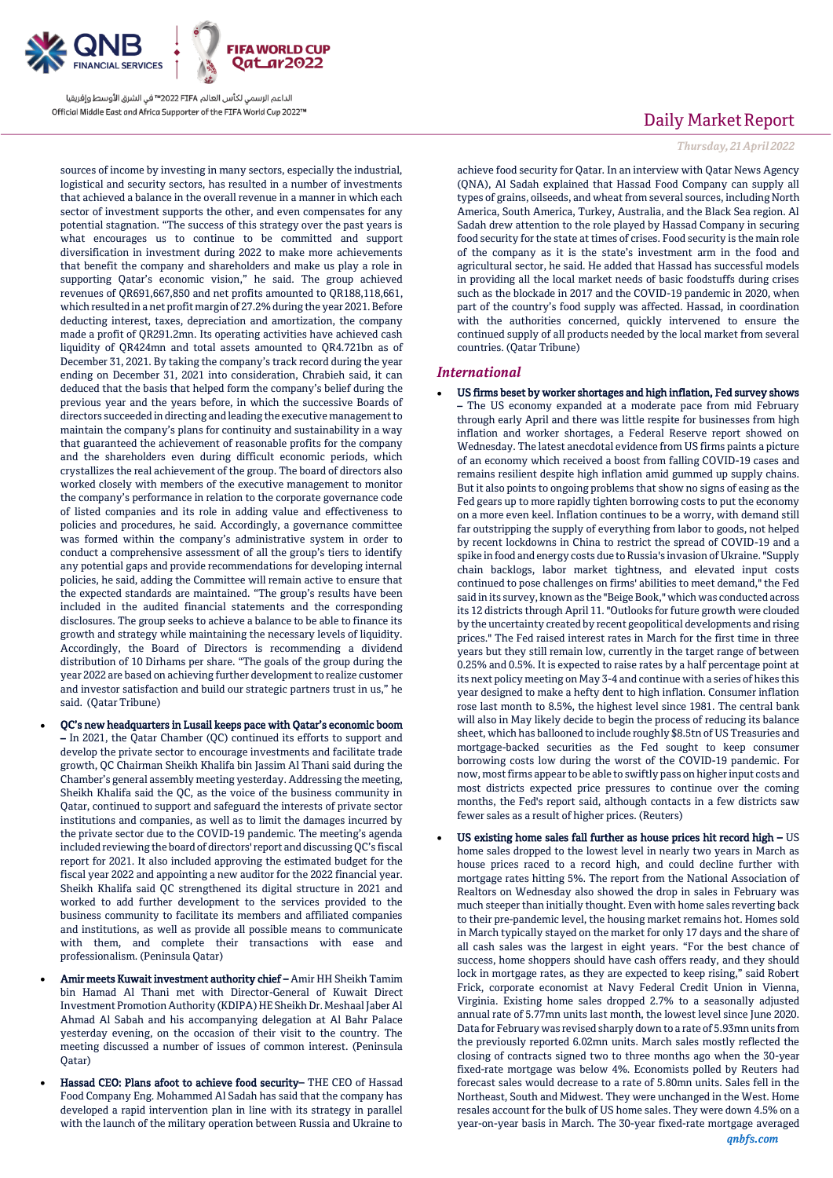sources of income by investing in many sectors, especially the industrial, logistical and security sectors, has resulted in a number of investments that achieved a balance in the overall revenue in a manner in which each sector of investment supports the other, and even compensates for any potential stagnation. "The success of this strategy over the past years is what encourages us to continue to be committed and support diversification in investment during 2022 to make more achievements that benefit the company and shareholders and make us play a role in supporting Qatar's economic vision," he said. The group achieved revenues of QR691,667,850 and net profits amounted to QR188,118,661, which resulted in a net profit margin of 27.2% during the year 2021. Before deducting interest, taxes, depreciation and amortization, the company made a profit of QR291.2mn. Its operating activities have achieved cash liquidity of QR424mn and total assets amounted to QR4.721bn as of December 31, 2021. By taking the company's track record during the year ending on December 31, 2021 into consideration, Chrabieh said, it can deduced that the basis that helped form the company's belief during the previous year and the years before, in which the successive Boards of directors succeeded in directing and leading the executive management to maintain the company's plans for continuity and sustainability in a way that guaranteed the achievement of reasonable profits for the company and the shareholders even during difficult economic periods, which crystallizes the real achievement of the group. The board of directors also worked closely with members of the executive management to monitor the company's performance in relation to the corporate governance code of listed companies and its role in adding value and effectiveness to policies and procedures, he said. Accordingly, a governance committee was formed within the company's administrative system in order to conduct a comprehensive assessment of all the group's sectors to identify any potential gaps and provide recommendations for developing internal policies, he said, adding the Committee will remain active to ensure that the expected standards are maintained. "The group's results have been included in the audited financial statements and the corresponding disclosures. The group seeks to achieve a balance to be able to finance its growth and strategy while maintaining the necessary levels of liquidity. Accordingly, the Board of Directors is recommending a dividend distribution of 10 Dirhams per share. "The goals of the group during the year 2022 are based on achieving further development to realize customer and investor satisfaction and build our strategic partners trust in us," he said. (Qatar Tribune)

- **QC's new headquarters in Lusail keeps pace with Qatar's economic boom** – In 2021, the Qatar Chamber (QC) continued its efforts to support and develop the private sector to encourage investments and facilitate trade growth, QC Chairman Sheikh Khalifa bin Jassim Al Thani said during the Chamber's general assembly meeting yesterday. Addressing the meeting, Sheikh Khalifa said the QC, as the voice of the business community in Qatar, continued to support and safeguard the interests of private sector institutions and companies, as well as to limit the damages incurred by the private sector due to the COVID-19 pandemic. The meeting's agenda included reviewing the board of directors' report and discussing QC's fiscal report for 2021. It also included approving the estimated budget for the fiscal year 2022 and appointing a new auditor for the 2022 financial year. Sheikh Khalifa said QC strengthened its digital structure in 2021 and worked to add further development to the services provided to the business community to facilitate its members and affiliated companies and institutions, as well as provide all possible means to communicate with them, and complete their transactions with ease and professionalism. (Peninsula Qatar)

- **Amir meets Kuwait investment authority chief** – Amir HH Sheikh Tamim bin Hamad Al Thani met with Director-General of Kuwait Direct Investment Promotion Authority (KDIPA) HE Sheikh Dr. Meshaal Jaber Al Ahmad Al Sabah and his accompanying delegation at Al Bahr Palace yesterday evening, on the occasion of their visit to the country. The meeting discussed a number of issues of common interest. (Peninsula Qatar)

- **Hassad CEO: Plans afoot to achieve food security**– THE CEO of Hassad Food Company Eng. Mohammed Al Sadah has said that the company has developed a rapid intervention plan in line with its strategy in parallel with the launch of the military operation between Russia and Ukraine to achieve food security for Qatar. In an interview with Qatar News Agency (QNA), Al Sadah explained that Hassad Food Company can supply all types of grains, oilseeds, and wheat from several sources, including North America, South America, Turkey, Australia, and the Black Sea region. Al Sadah drew attention to the role played by Hassad Company in securing food security for the state at times of crises. Food security is the main role of the company as it is the state's investment arm in the food and agricultural sector, he said. He added that Hassad has successful models in providing all the local market needs of basic foodstuffs during crises such as the blockade in 2017 and the COVID-19 pandemic in 2020, when part of the country's food supply was affected. Hassad, in coordination with the authorities concerned, quickly intervened to ensure the continued supply of all products needed by the local market from several countries. (Qatar Tribune)

## *International*

- **US firms beset by worker shortages and high inflation, Fed survey shows** – The US economy expanded at a moderate pace from mid February through early April and there was little respite for businesses from high inflation and worker shortages, a Federal Reserve report showed on Wednesday. The latest anecdotal evidence from US firms paints a picture of an economy which received a boost from falling COVID-19 cases and remains resilient despite high inflation amid gummed up supply chains. But it also points to ongoing problems that show no signs of easing as the Fed gears up to more rapidly tighten borrowing costs to put the economy on a more even keel. Inflation continues to be a worry, with demand still far outstripping the supply of everything from labor to goods, not helped by recent lockdowns in China to restrict the spread of COVID-19 and a spike in food and energy costs due to Russia's invasion of Ukraine. "Supply chain backlogs, labor market tightness, and elevated input costs continued to pose challenges on firms' abilities to meet demand," the Fed said in its survey, known as the "Beige Book," which was conducted across its 12 districts through April 11. "Outlooks for future growth were clouded by the uncertainty created by recent geopolitical developments and rising prices." The Fed raised interest rates in March for the first time in three years but they still remain low, currently in the target range of between 0.25% and 0.5%. It is expected to raise rates by a half percentage point at its next policy meeting on May 3-4 and continue with a series of hikes this year designed to make a hefty dent to high inflation. Consumer inflation rose last month to 8.5%, the highest level since 1981. The central bank will also in May likely decide to begin the process of reducing its balance sheet, which has ballooned to include roughly $8.5tn of US Treasuries and mortgage-backed securities as the Fed sought to keep consumer borrowing costs low during the worst of the COVID-19 pandemic. For now, most firms appear to be able to swiftly pass on higher input costs and most districts expected price pressures to continue over the coming months, the Fed's report said, although contacts in a few districts saw fewer sales as a result of higher prices. (Reuters)

- **US existing home sales fall further as house prices hit record high** – US home sales dropped to the lowest level in nearly two years in March as house prices raced to a record high, and could decline further with mortgage rates hitting 5%. The report from the National Association of Realtors on Wednesday also showed the drop in sales in February was much steeper than initially thought. Even with home sales reverting back to their pre-pandemic level, the housing market remains hot. Homes sold in March typically stayed on the market for only 17 days and the share of all cash sales was the largest in eight years. "For the best chance of success, home shoppers should have cash offers ready, and they should lock in mortgage rates, as they are expected to keep rising," said Robert Frick, corporate economist at Navy Federal Credit Union in Vienna, Virginia. Existing home sales dropped 2.7% to a seasonally adjusted annual rate of 5.77mn units last month, the lowest level since June 2020. Data for February was revised sharply down to a rate of 5.93mn units from the previously reported 6.02mn units. March sales mostly reflected the closing of contracts signed two to three months ago when the 30-year fixed-rate mortgage was below 4%. Economists polled by Reuters had forecast sales would decrease to a rate of 5.80mn units. Sales fell in the Northeast, South and Midwest. They were unchanged in the West. Home resales account for the bulk of US home sales. They were down 4.5% on a year-on-year basis in March. The 30-year fixed-rate mortgage averaged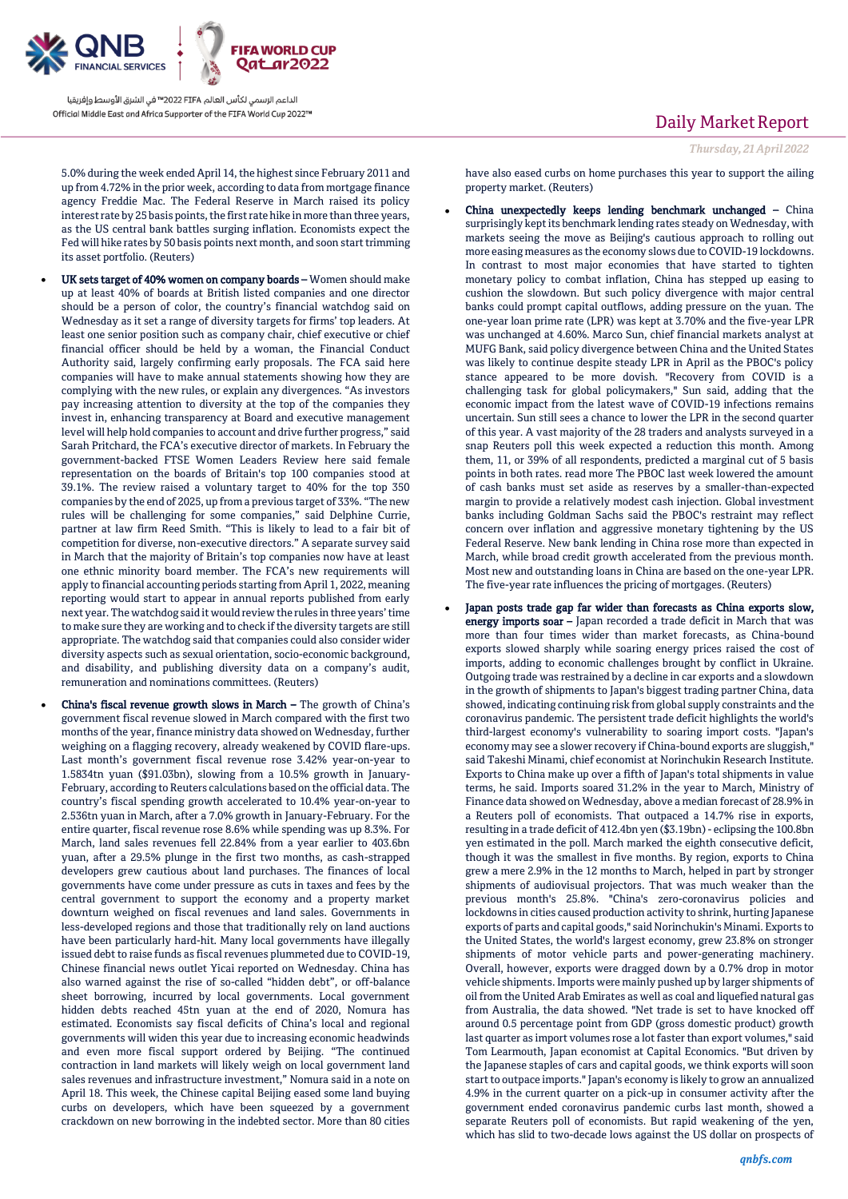5.0% during the week ended April 14, the highest since February 2011 and up from 4.72% in the prior week, according to data from mortgage finance agency Freddie Mac. The Federal Reserve in March raised its policy interest rate by 25 basis points, the first rate hike in more than three years, as the US central bank battles surging inflation. Economists expect the Fed will hike rates by 50 basis points next month, and soon start trimming its asset portfolio. (Reuters)

- UK sets target of 40% women on company boards – Women should make up at least 40% of boards at British listed companies and one director should be a person of color, the country's financial watchdog said on Wednesday as it set a range of diversity targets for firms' top leaders. At least one senior position such as company chair, chief executive or chief financial officer should be held by a woman, the Financial Conduct Authority said, largely confirming early proposals. The FCA said here companies will have to make annual statements showing how they are complying with the new rules, or explain any divergences. "As investors pay increasing attention to diversity at the top of the companies they invest in, enhancing transparency at Board and executive management level will help hold companies to account and drive further progress," said Sarah Pritchard, the FCA's executive director of markets. In February the government-backed FTSE Women Leaders Review here said female representation on the boards of Britain's top 100 companies stood at 39.1%. The review raised a voluntary target to 40% for the top 350 companies by the end of 2025, up from a previous target of 33%. "The new rules will be challenging for some companies," said Delphine Currie, partner at law firm Reed Smith. "This is likely to lead to a fair bit of competition for diverse, non-executive directors." A separate survey said in March that the majority of Britain's top companies now have at least one ethnic minority board member. The FCA's new requirements will apply to financial accounting periods starting from April 1, 2022, meaning reporting would start to appear in annual reports published from early next year. The watchdog said it would review the rules in three years' time to make sure they are working and to check if the diversity targets are still appropriate. The watchdog said that companies could also consider wider diversity aspects such as sexual orientation, socio-economic background, and disability, and publishing diversity data on a company's audit, remuneration and nominations committees. (Reuters)

- China's fiscal revenue growth slows in March – The growth of China's government fiscal revenue slowed in March compared with the first two months of the year, finance ministry data showed on Wednesday, further weighing on a flagging recovery, already weakened by COVID flare-ups. Last month's government fiscal revenue rose 3.42% year-on-year to 1.5834tn yuan ($91.03bn), slowing from a 10.5% growth in January-February, according to Reuters calculations based on the official data. The country's fiscal spending growth accelerated to 10.4% year-on-year to 2.536tn yuan in March, after a 7.0% growth in January-February. For the entire quarter, fiscal revenue rose 8.6% while spending was up 8.3%. For March, land sales revenues fell 22.84% from a year earlier to 403.6bn yuan, after a 29.5% plunge in the first two months, as cash-strapped developers grew cautious about land purchases. The finances of local governments have come under pressure as cuts in taxes and fees by the central government to support the economy and a property market downturn weighed on fiscal revenues and land sales. Governments in less-developed regions and those that traditionally rely on land auctions have been particularly hard-hit. Many local governments have illegally issued debt to raise funds as fiscal revenues plummeted due to COVID-19, Chinese financial news outlet Yicai reported on Wednesday. China has also warned against the rise of so-called "hidden debt", or off-balance sheet borrowing, incurred by local governments. Local government hidden debts reached 45tn yuan at the end of 2020, Nomura has estimated. Economists say fiscal deficits of China's local and regional governments will widen this year due to increasing economic headwinds and even more fiscal support ordered by Beijing. "The continued contraction in land markets will likely weigh on local government land sales revenues and infrastructure investment," Nomura said in a note on April 18. This week, the Chinese capital Beijing eased some land buying curbs on developers, which have been squeezed by a government crackdown on new borrowing in the indebted sector. More than 80 cities have also eased curbs on home purchases this year to support the ailing property market. (Reuters)

- China unexpectedly keeps lending benchmark unchanged – China surprisingly kept its benchmark lending rates steady on Wednesday, with markets seeing the move as Beijing's cautious approach to rolling out more easing measures as the economy slows due to COVID-19 lockdowns. In contrast to most major economies that have started to tighten monetary policy to combat inflation, China has stepped up easing to cushion the slowdown. But such policy divergence with major central banks could prompt capital outflows, adding pressure on the yuan. The one-year loan prime rate (LPR) was kept at 3.70% and the five-year LPR was unchanged at 4.60%. Marco Sun, chief financial markets analyst at MUFG Bank, said policy divergence between China and the United States was likely to continue despite steady LPR in April as the PBOC's policy stance appeared to be more dovish. "Recovery from COVID is a challenging task for global policymakers," Sun said, adding that the economic impact from the latest wave of COVID-19 infections remains uncertain. Sun still sees a chance to lower the LPR in the second quarter of this year. A vast majority of the 28 traders and analysts surveyed in a snap Reuters poll this week expected a reduction this month. Among them, 11, or 39% of all respondents, predicted a marginal cut of 5 basis points in both rates. read more The PBOC last week lowered the amount of cash banks must set aside as reserves by a smaller-than-expected margin to provide a relatively modest cash injection. Global investment banks including Goldman Sachs said the PBOC's restraint may reflect concern over inflation and aggressive monetary tightening by the US Federal Reserve. New bank lending in China rose more than expected in March, while broad credit growth accelerated from the previous month. Most new and outstanding loans in China are based on the one-year LPR. The five-year rate influences the pricing of mortgages. (Reuters)

- Japan posts trade gap far wider than forecasts as China exports slow, energy imports soar – Japan recorded a trade deficit in March that was more than four times wider than market forecasts, as China-bound exports slowed sharply while soaring energy prices raised the cost of imports, adding to economic challenges brought by conflict in Ukraine. Outgoing trade was restrained by a decline in car exports and a slowdown in the growth of shipments to Japan's biggest trading partner China, data showed, indicating continuing risk from global supply constraints and the coronavirus pandemic. The persistent trade deficit highlights the world's third-largest economy's vulnerability to soaring import costs. "Japan's economy may see a slower recovery if China-bound exports are sluggish," said Takeshi Minami, chief economist at Norinchukin Research Institute. Exports to China make up over a fifth of Japan's total shipments in value terms, he said. Imports soared 31.2% in the year to March, Ministry of Finance data showed on Wednesday, above a median forecast of 28.9% in a Reuters poll of economists. That outpaced a 14.7% rise in exports, resulting in a trade deficit of 412.4bn yen ($3.19bn) - eclipsing the 100.8bn yen estimated in the poll. March marked the eighth consecutive deficit, though it was the smallest in five months. By region, exports to China grew a mere 2.9% in the 12 months to March, helped in part by stronger shipments of audiovisual projectors. That was much weaker than the previous month's 25.8%. "China's zero-coronavirus policies and lockdowns in cities caused production activity to shrink, hurting Japanese exports of parts and capital goods," said Norinchukin's Minami. Exports to the United States, the world's largest economy, grew 23.8% on stronger shipments of motor vehicle parts and power-generating machinery. Overall, however, exports were dragged down by a 0.7% drop in motor vehicle shipments. Imports were mainly pushed up by larger shipments of oil from the United Arab Emirates as well as coal and liquefied natural gas from Australia, the data showed. "Net trade is set to have knocked off around 0.5 percentage point from GDP (gross domestic product) growth last quarter as import volumes rose a lot faster than export volumes," said Tom Learmouth, Japan economist at Capital Economics. "But driven by the Japanese staples of cars and capital goods, we think exports will soon start to outpace imports." Japan's economy is likely to grow an annualized 4.9% in the current quarter on a pick-up in consumer activity after the government ended coronavirus pandemic curbs last month, showed a separate Reuters poll of economists. But rapid weakening of the yen, which has slid to two-decade lows against the US dollar on prospects of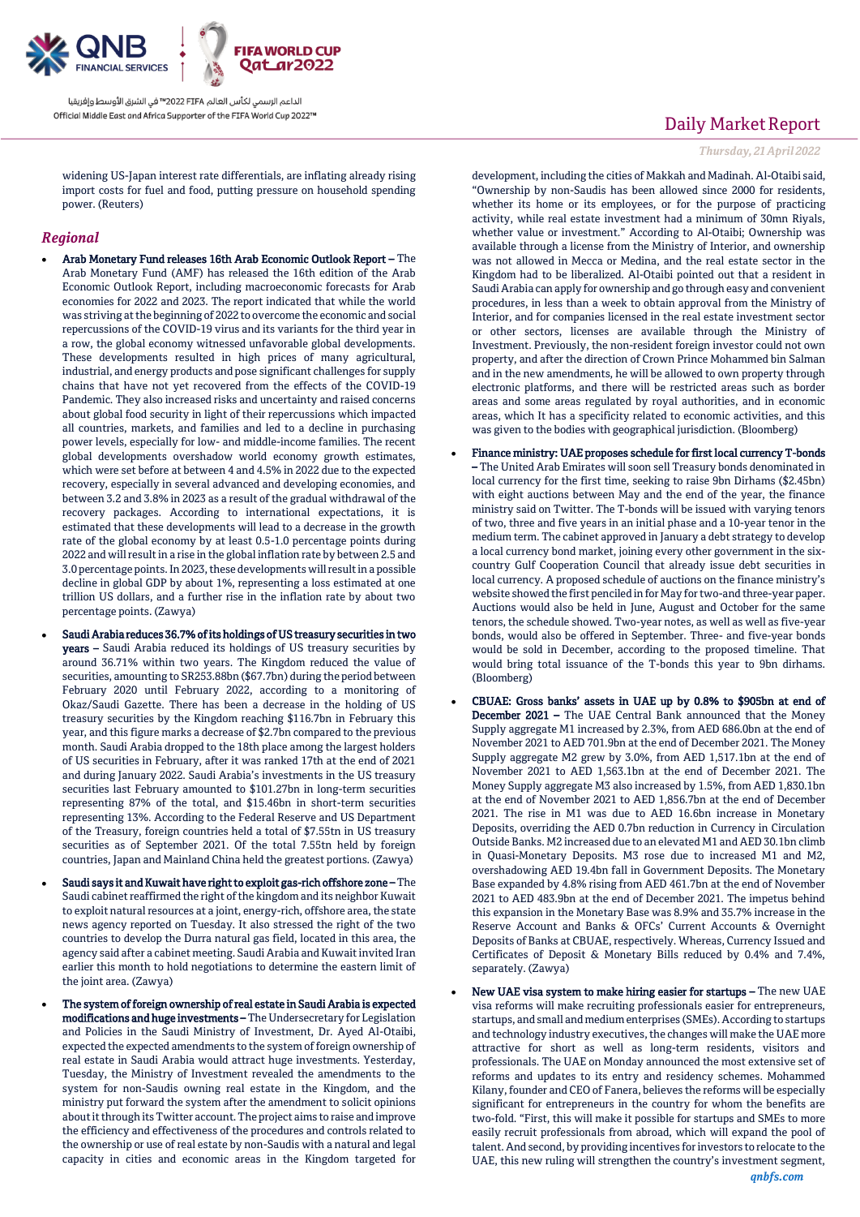widening US-Japan interest rate differentials, are inflating already rising import costs for fuel and food, putting pressure on household spending power. (Reuters)

## *Regional*

- **Arab Monetary Fund releases 16th Arab Economic Outlook Report –** The Arab Monetary Fund (AMF) has released the 16th edition of the Arab Economic Outlook Report, including macroeconomic forecasts for Arab economies for 2022 and 2023. The report indicated that while the world was striving at the beginning of 2022 to overcome the economic and social repercussions of the COVID-19 virus and its variants for the third year in a row, the global economy witnessed unfavorable global developments. These developments resulted in high prices of many agricultural, industrial, and energy products and pose significant challenges for supply chains that have not yet recovered from the effects of the COVID-19 Pandemic. They also increased risks and uncertainty and raised concerns about global food security in light of their repercussions which impacted all countries, markets, and families and led to a decline in purchasing power levels, especially for low- and middle-income families. The recent global developments overshadow world economy growth estimates, which were set before at between 4 and 4.5% in 2022 due to the expected recovery, especially in several advanced and developing economies, and between 3.2 and 3.8% in 2023 as a result of the gradual withdrawal of the recovery packages. According to international expectations, it is estimated that these developments will lead to a decrease in the growth rate of the global economy by at least 0.5-1.0 percentage points during 2022 and will result in a rise in the global inflation rate by between 2.5 and 3.0 percentage points. In 2023, these developments will result in a possible decline in global GDP by about 1%, representing a loss estimated at one trillion US dollars, and a further rise in the inflation rate by about two percentage points. (Zawya)
- **Saudi Arabia reduces 36.7% of its holdings of US treasury securities in two years –** Saudi Arabia reduced its holdings of US treasury securities by around 36.71% within two years. The Kingdom reduced the value of securities, amounting to SR253.88bn ($67.7bn) during the period between February 2020 until February 2022, according to a monitoring of Okaz/Saudi Gazette. There has been a decrease in the holding of US treasury securities by the Kingdom reaching $116.7bn in February this year, and this figure marks a decrease of $2.7bn compared to the previous month. Saudi Arabia dropped to the 18th place among the largest holders of US securities in February, after it was ranked 17th at the end of 2021 and during January 2022. Saudi Arabia's investments in the US treasury securities last February amounted to $101.27bn in long-term securities representing 87% of the total, and $15.46bn in short-term securities representing 13%. According to the Federal Reserve and US Department of the Treasury, foreign countries held a total of $7.55tn in US treasury securities as of September 2021. Of the total 7.55tn held by foreign countries, Japan and Mainland China held the greatest portions. (Zawya)
- **Saudi says it and Kuwait have right to exploit gas-rich offshore zone –** The Saudi cabinet reaffirmed the right of the kingdom and its neighbor Kuwait to exploit natural resources at a joint, energy-rich, offshore area, the state news agency reported on Tuesday. It also stressed the right of the two countries to develop the Durra natural gas field, located in this area, the agency said after a cabinet meeting. Saudi Arabia and Kuwait invited Iran earlier this month to hold negotiations to determine the eastern limit of the joint area. (Zawya)
- **The system of foreign ownership of real estate in Saudi Arabia is expected modifications and huge investments –** The Undersecretary for Legislation and Policies in the Saudi Ministry of Investment, Dr. Ayed Al-Otaibi, expected the expected amendments to the system of foreign ownership of real estate in Saudi Arabia would attract huge investments. Yesterday, Tuesday, the Ministry of Investment revealed the amendments to the system for non-Saudis owning real estate in the Kingdom, and the ministry put forward the system after the amendment to solicit opinions about it through its Twitter account. The project aims to raise and improve the efficiency and effectiveness of the procedures and controls related to the ownership or use of real estate by non-Saudis with a natural and legal capacity in cities and economic areas in the Kingdom targeted for development, including the cities of Makkah and Madinah. Al-Otaibi said, "Ownership by non-Saudis has been allowed since 2000 for residents, whether its home or its employees, or for the purpose of practicing activity, while real estate investment had a minimum of 30mn Riyals, whether value or investment." According to Al-Otaibi; Ownership was available through a license from the Ministry of Interior, and ownership was not allowed in Mecca or Medina, and the real estate sector in the Kingdom had to be liberalized. Al-Otaibi pointed out that a resident in Saudi Arabia can apply for ownership and go through easy and convenient procedures, in less than a week to obtain approval from the Ministry of Interior, and for companies licensed in the real estate investment sector or other sectors, licenses are available through the Ministry of Investment. Previously, the non-resident foreign investor could not own property, and after the direction of Crown Prince Mohammed bin Salman and in the new amendments, he will be allowed to own property through electronic platforms, and there will be restricted areas such as border areas and some areas regulated by royal authorities, and in economic areas, which It has a specificity related to economic activities, and this was given to the bodies with geographical jurisdiction. (Bloomberg)
- **Finance ministry: UAE proposes schedule for first local currency T-bonds –** The United Arab Emirates will soon sell Treasury bonds denominated in local currency for the first time, seeking to raise 9bn Dirhams ($2.45bn) with eight auctions between May and the end of the year, the finance ministry said on Twitter. The T-bonds will be issued with varying tenors of two, three and five years in an initial phase and a 10-year tenor in the medium term. The cabinet approved in January a debt strategy to develop a local currency bond market, joining every other government in the six-country Gulf Cooperation Council that already issue debt securities in local currency. A proposed schedule of auctions on the finance ministry's website showed the first penciled in for May for two-and three-year paper. Auctions would also be held in June, August and October for the same tenors, the schedule showed. Two-year notes, as well as well as five-year bonds, would also be offered in September. Three- and five-year bonds would be sold in December, according to the proposed timeline. That would bring total issuance of the T-bonds this year to 9bn dirhams. (Bloomberg)
- **CBUAE: Gross banks' assets in UAE up by 0.8% to $905bn at end of December 2021 –** The UAE Central Bank announced that the Money Supply aggregate M1 increased by 2.3%, from AED 686.0bn at the end of November 2021 to AED 701.9bn at the end of December 2021. The Money Supply aggregate M2 grew by 3.0%, from AED 1,517.1bn at the end of November 2021 to AED 1,563.1bn at the end of December 2021. The Money Supply aggregate M3 also increased by 1.5%, from AED 1,830.1bn at the end of November 2021 to AED 1,856.7bn at the end of December 2021. The rise in M1 was due to AED 16.6bn increase in Monetary Deposits, overriding the AED 0.7bn reduction in Currency in Circulation Outside Banks. M2 increased due to an elevated M1 and AED 30.1bn climb in Quasi-Monetary Deposits. M3 rose due to increased M1 and M2, overshadowing AED 19.4bn fall in Government Deposits. The Monetary Base expanded by 4.8% rising from AED 461.7bn at the end of November 2021 to AED 483.9bn at the end of December 2021. The impetus behind this expansion in the Monetary Base was 8.9% and 35.7% increase in the Reserve Account and Banks & OFCs' Current Accounts & Overnight Deposits of Banks at CBUAE, respectively. Whereas, Currency Issued and Certificates of Deposit & Monetary Bills reduced by 0.4% and 7.4%, separately. (Zawya)
- **New UAE visa system to make hiring easier for startups –** The new UAE visa reforms will make recruiting professionals easier for entrepreneurs, startups, and small and medium enterprises (SMEs). According to startups and technology industry executives, the changes will make the UAE more attractive for short as well as long-term residents, visitors and professionals. The UAE on Monday announced the most extensive set of reforms and updates to its entry and residency schemes. Mohammed Kilany, founder and CEO of Fanera, believes the reforms will be especially significant for entrepreneurs in the country for whom the benefits are two-fold. "First, this will make it possible for startups and SMEs to more easily recruit professionals from abroad, which will expand the pool of talent. And second, by providing incentives for investors to relocate to the UAE, this new ruling will strengthen the country's investment segment,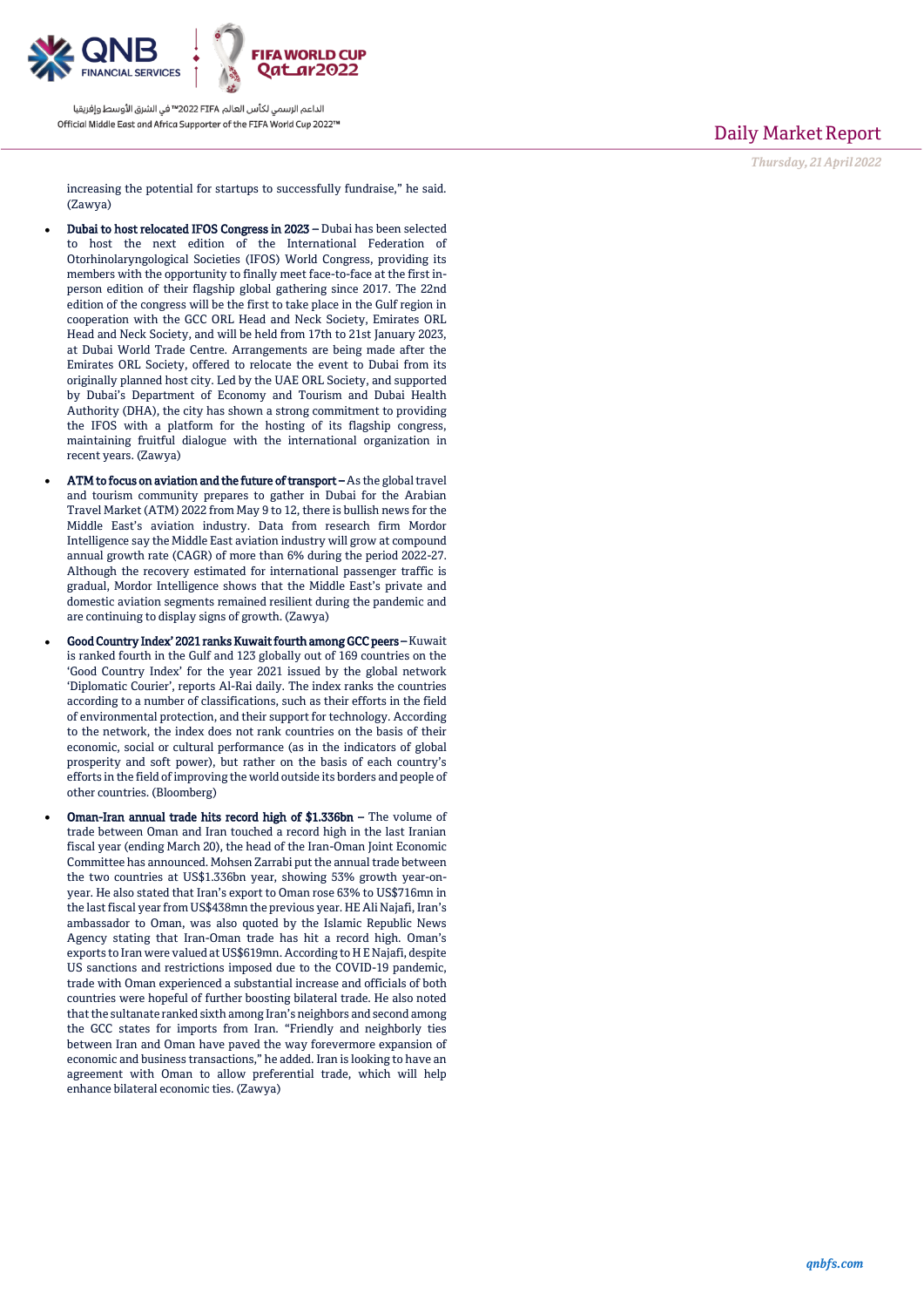increasing the potential for startups to successfully fundraise," he said. (Zawya)

- **Dubai to host relocated IFOS Congress in 2023 –** Dubai has been selected to host the next edition of the International Federation of Otorhinolaryngological Societies (IFOS) World Congress, providing its members with the opportunity to finally meet face-to-face at the first in-person edition of their flagship global gathering since 2017. The 22nd edition of the congress will be the first to take place in the Gulf region in cooperation with the GCC ORL Head and Neck Society, Emirates ORL Head and Neck Society, and will be held from 17th to 21st January 2023, at Dubai World Trade Centre. Arrangements are being made after the Emirates ORL Society, offered to relocate the event to Dubai from its originally planned host city. Led by the UAE ORL Society, and supported by Dubai's Department of Economy and Tourism and Dubai Health Authority (DHA), the city has shown a strong commitment to providing the IFOS with a platform for the hosting of its flagship congress, maintaining fruitful dialogue with the international organization in recent years. (Zawya)

- **ATM to focus on aviation and the future of transport –** As the global travel and tourism community prepares to gather in Dubai for the Arabian Travel Market (ATM) 2022 from May 9 to 12, there is bullish news for the Middle East's aviation industry. Data from research firm Mordor Intelligence say the Middle East aviation industry will grow at compound annual growth rate (CAGR) of more than 6% during the period 2022-27. Although the recovery estimated for international passenger traffic is gradual, Mordor Intelligence shows that the Middle East's private and domestic aviation segments remained resilient during the pandemic and are continuing to display signs of growth. (Zawya)

- **Good Country Index' 2021 ranks Kuwait fourth among GCC peers –** Kuwait is ranked fourth in the Gulf and 123 globally out of 169 countries on the 'Good Country Index' for the year 2021 issued by the global network 'Diplomatic Courier', reports Al-Rai daily. The index ranks the countries according to a number of classifications, such as their efforts in the field of environmental protection, and their support for technology. According to the network, the index does not rank countries on the basis of their economic, social or cultural performance (as in the indicators of global prosperity and soft power), but rather on the basis of each country's efforts in the field of improving the world outside its borders and people of other countries. (Bloomberg)

- **Oman-Iran annual trade hits record high of $1.336bn –** The volume of trade between Oman and Iran touched a record high in the last Iranian fiscal year (ending March 20), the head of the Iran-Oman Joint Economic Committee has announced. Mohsen Zarrabi put the annual trade between the two countries at US$1.336bn year, showing 53% growth year-on-year. He also stated that Iran's export to Oman rose 63% to US$716mn in the last fiscal year from US$438mn the previous year. HE Ali Najafi, Iran's ambassador to Oman, was also quoted by the Islamic Republic News Agency stating that Iran-Oman trade has hit a record high. Oman's exports to Iran were valued at US$619mn. According to H E Najafi, despite US sanctions and restrictions imposed due to the COVID-19 pandemic, trade with Oman experienced a substantial increase and officials of both countries were hopeful of further boosting bilateral trade. He also noted that the sultanate ranked sixth among Iran's neighbors and second among the GCC states for imports from Iran. "Friendly and neighborly ties between Iran and Oman have paved the way forevermore expansion of economic and business transactions," he added. Iran is looking to have an agreement with Oman to allow preferential trade, which will help enhance bilateral economic ties. (Zawya)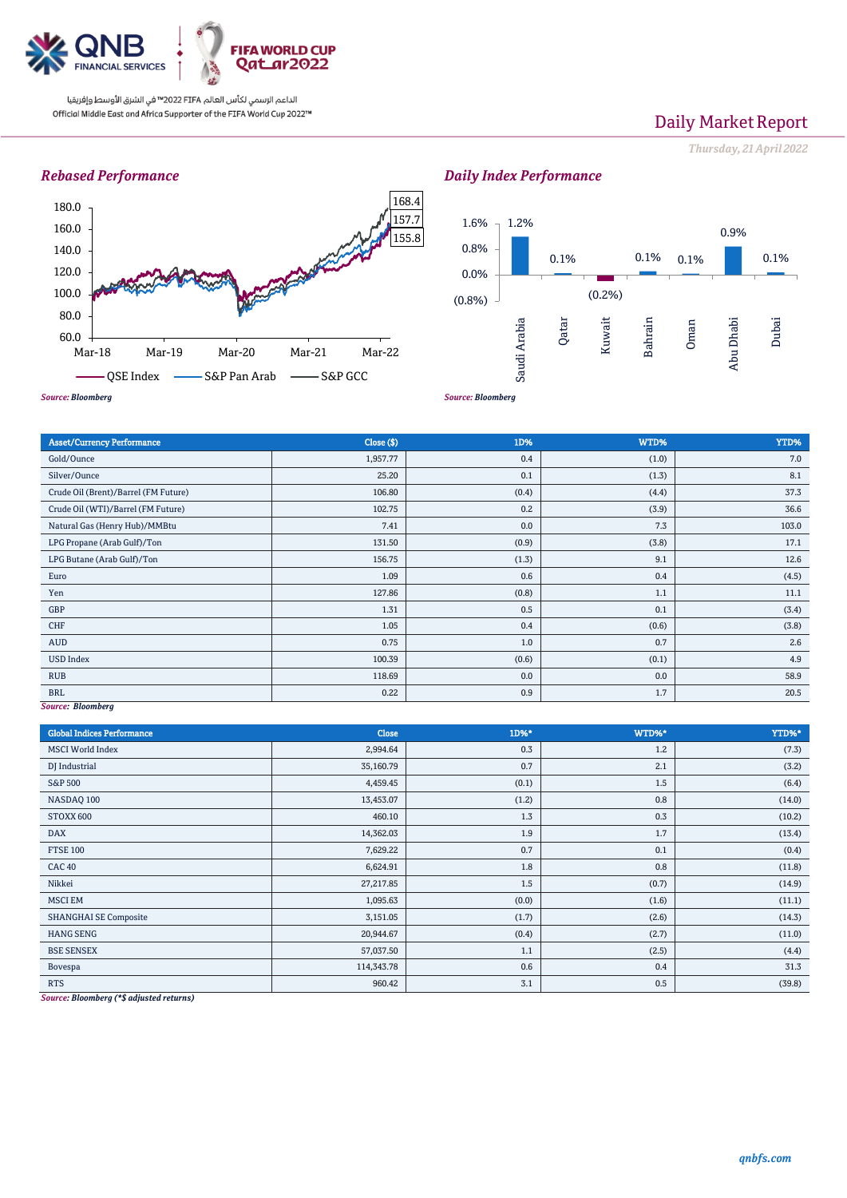QNB FINANCIAL SERVICES

FIFA WORLD CUP Qatar2022

الداعم الرسمي لكأس العالم FIFA 2022™ في الشرق الأوسط وإفريقيا
Official Middle East and Africa Supporter of the FIFA World Cup 2022™

# Daily Market Report

*Thursday, 21 April 2022*

## Rebased Performance

| Series | Value |
|---|---|
| QSE Index | 155.8 |
| S&P Pan Arab | 157.7 |
| S&P GCC | 168.4 |

*Source: Bloomberg*

## Daily Index Performance

| Market | Change |
|---|---|
| Saudi Arabia | 1.2% |
| Qatar | 0.1% |
| Kuwait | (0.2%) |
| Bahrain | 0.1% |
| Oman | 0.1% |
| Abu Dhabi | 0.9% |
| Dubai | 0.1% |

*Source: Bloomberg*

| Asset/Currency Performance | Close ($) | 1D% | WTD% | YTD% |
|---|---|---|---|---|
| Gold/Ounce | 1,957.77 | 0.4 | (1.0) | 7.0 |
| Silver/Ounce | 25.20 | 0.1 | (1.3) | 8.1 |
| Crude Oil (Brent)/Barrel (FM Future) | 106.80 | (0.4) | (4.4) | 37.3 |
| Crude Oil (WTI)/Barrel (FM Future) | 102.75 | 0.2 | (3.9) | 36.6 |
| Natural Gas (Henry Hub)/MMBtu | 7.41 | 0.0 | 7.3 | 103.0 |
| LPG Propane (Arab Gulf)/Ton | 131.50 | (0.9) | (3.8) | 17.1 |
| LPG Butane (Arab Gulf)/Ton | 156.75 | (1.3) | 9.1 | 12.6 |
| Euro | 1.09 | 0.6 | 0.4 | (4.5) |
| Yen | 127.86 | (0.8) | 1.1 | 11.1 |
| GBP | 1.31 | 0.5 | 0.1 | (3.4) |
| CHF | 1.05 | 0.4 | (0.6) | (3.8) |
| AUD | 0.75 | 1.0 | 0.7 | 2.6 |
| USD Index | 100.39 | (0.6) | (0.1) | 4.9 |
| RUB | 118.69 | 0.0 | 0.0 | 58.9 |
| BRL | 0.22 | 0.9 | 1.7 | 20.5 |

*Source: Bloomberg*

| Global Indices Performance | Close | 1D%* | WTD%* | YTD%* |
|---|---|---|---|---|
| MSCI World Index | 2,994.64 | 0.3 | 1.2 | (7.3) |
| DJ Industrial | 35,160.79 | 0.7 | 2.1 | (3.2) |
| S&P 500 | 4,459.45 | (0.1) | 1.5 | (6.4) |
| NASDAQ 100 | 13,453.07 | (1.2) | 0.8 | (14.0) |
| STOXX 600 | 460.10 | 1.3 | 0.3 | (10.2) |
| DAX | 14,362.03 | 1.9 | 1.7 | (13.4) |
| FTSE 100 | 7,629.22 | 0.7 | 0.1 | (0.4) |
| CAC 40 | 6,624.91 | 1.8 | 0.8 | (11.8) |
| Nikkei | 27,217.85 | 1.5 | (0.7) | (14.9) |
| MSCI EM | 1,095.63 | (0.0) | (1.6) | (11.1) |
| SHANGHAI SE Composite | 3,151.05 | (1.7) | (2.6) | (14.3) |
| HANG SENG | 20,944.67 | (0.4) | (2.7) | (11.0) |
| BSE SENSEX | 57,037.50 | 1.1 | (2.5) | (4.4) |
| Bovespa | 114,343.78 | 0.6 | 0.4 | 31.3 |
| RTS | 960.42 | 3.1 | 0.5 | (39.8) |

*Source: Bloomberg (*$ adjusted returns)*

qnbfs.com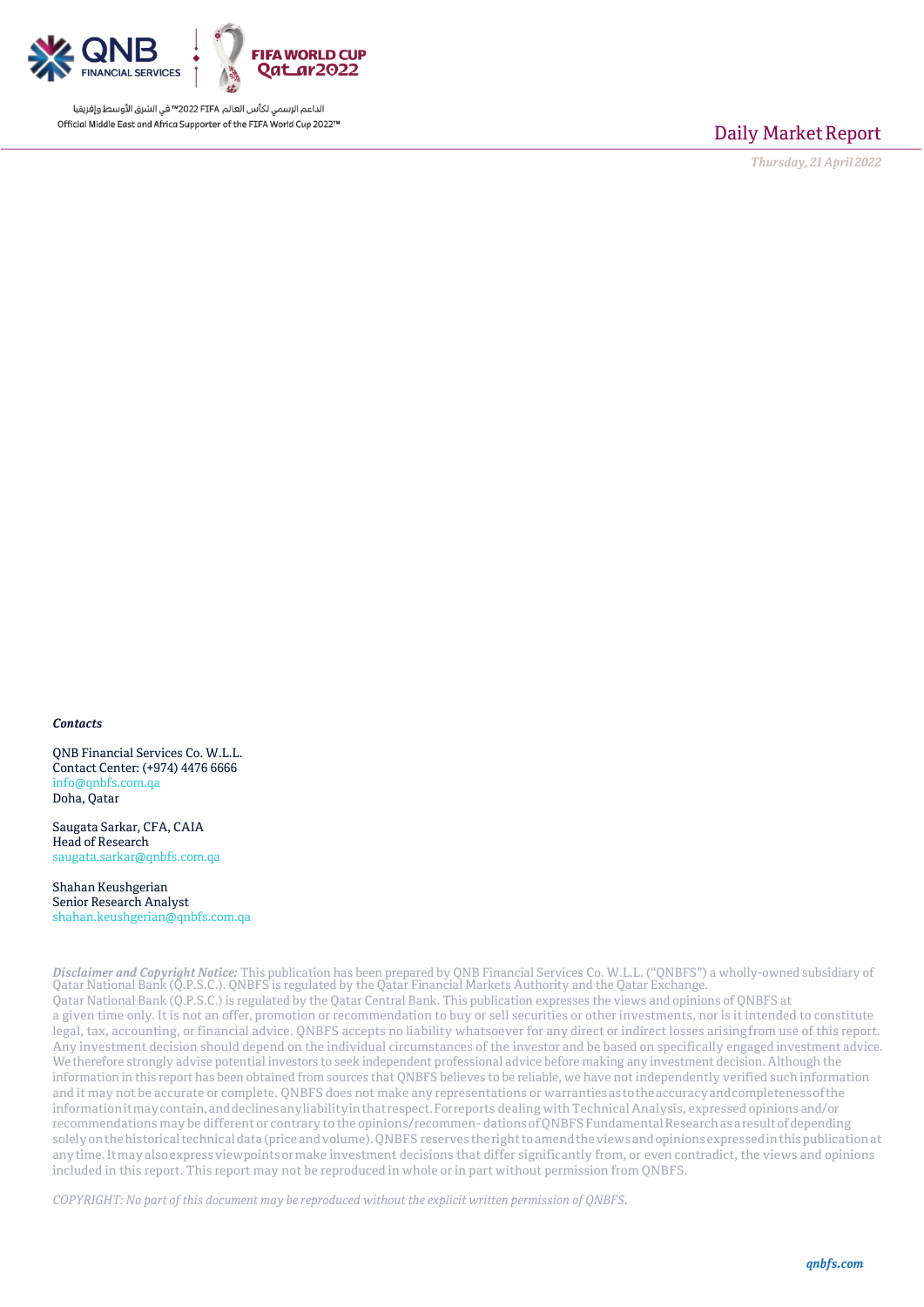*Contacts*

QNB Financial Services Co. W.L.L.
Contact Center: (+974) 4476 6666
info@qnbfs.com.qa
Doha, Qatar

Saugata Sarkar, CFA, CAIA
Head of Research
saugata.sarkar@qnbfs.com.qa

Shahan Keushgerian
Senior Research Analyst
shahan.keushgerian@qnbfs.com.qa

***Disclaimer and Copyright Notice:*** This publication has been prepared by QNB Financial Services Co. W.L.L. ("QNBFS") a wholly-owned subsidiary of Qatar National Bank (Q.P.S.C.). QNBFS is regulated by the Qatar Financial Markets Authority and the Qatar Exchange. Qatar National Bank (Q.P.S.C.) is regulated by the Qatar Central Bank. This publication expresses the views and opinions of QNBFS at a given time only. It is not an offer, promotion or recommendation to buy or sell securities or other investments, nor is it intended to constitute legal, tax, accounting, or financial advice. QNBFS accepts no liability whatsoever for any direct or indirect losses arising from use of this report. Any investment decision should depend on the individual circumstances of the investor and be based on specifically engaged investment advice. We therefore strongly advise potential investors to seek independent professional advice before making any investment decision. Although the information in this report has been obtained from sources that QNBFS believes to be reliable, we have not independently verified such information and it may not be accurate or complete. QNBFS does not make any representations or warranties as to the accuracy and completeness of the information it may contain, and declines any liability in that respect. For reports dealing with Technical Analysis, expressed opinions and/or recommendations may be different or contrary to the opinions/recommen- dations of QNBFS Fundamental Research as a result of depending solely on the historical technical data (price and volume). QNBFS reserves the right to amend the views and opinions expressed in this publication at any time. It may also express viewpoints or make investment decisions that differ significantly from, or even contradict, the views and opinions included in this report. This report may not be reproduced in whole or in part without permission from QNBFS.

*COPYRIGHT: No part of this document may be reproduced without the explicit written permission of QNBFS.*